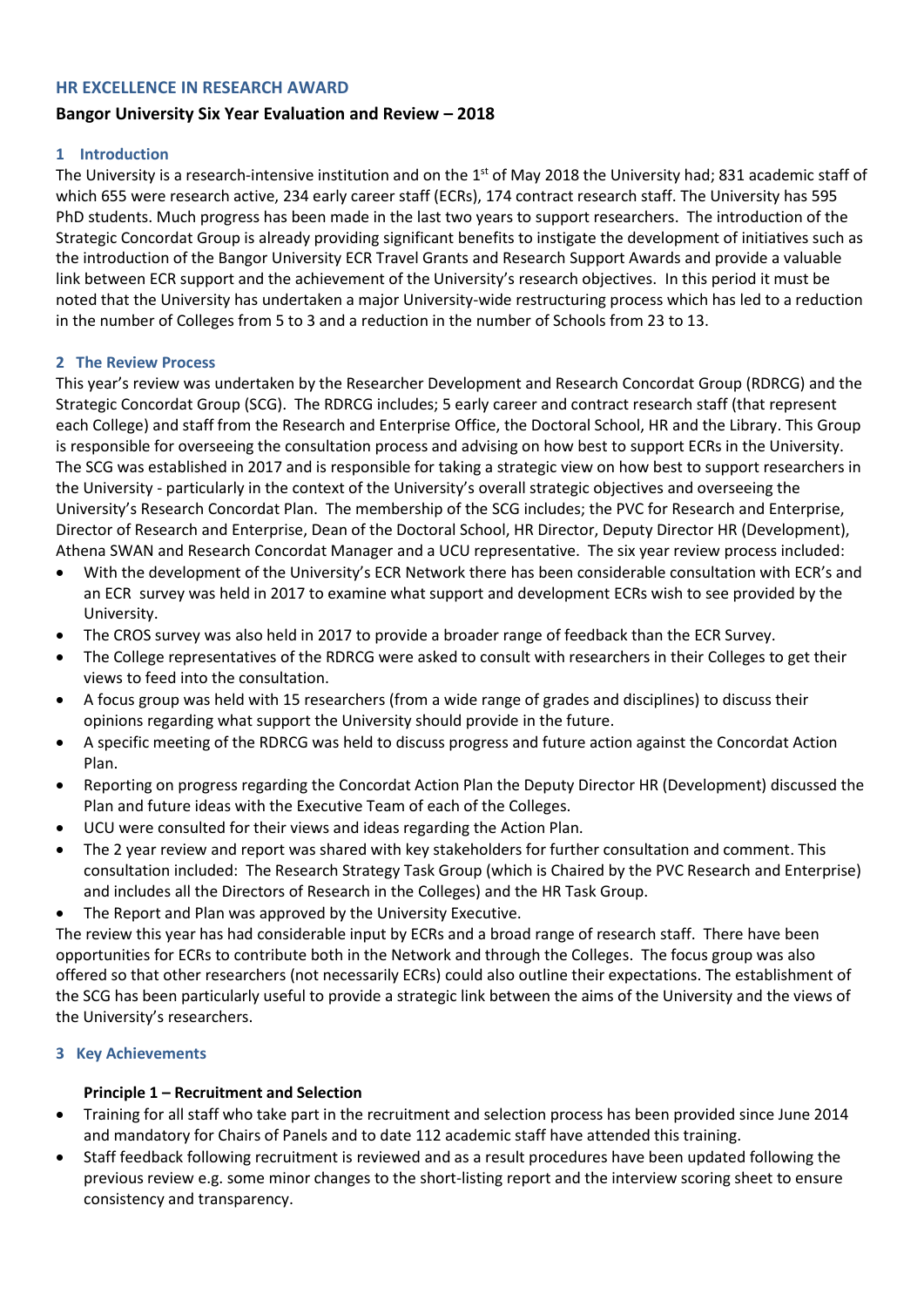## HR EXCELLENCE IN RESEARCH AWARD

### Bangor University Six Year Evaluation and Review – 2018

#### 1 Introduction

The University is a research-intensive institution and on the 1st of May 2018 the University had; 831 academic staff of which 655 were research active, 234 early career staff (ECRs), 174 contract research staff. The University has 595 PhD students. Much progress has been made in the last two years to support researchers. The introduction of the Strategic Concordat Group is already providing significant benefits to instigate the development of initiatives such as the introduction of the Bangor University ECR Travel Grants and Research Support Awards and provide a valuable link between ECR support and the achievement of the University's research objectives. In this period it must be noted that the University has undertaken a major University-wide restructuring process which has led to a reduction in the number of Colleges from 5 to 3 and a reduction in the number of Schools from 23 to 13.

#### 2 The Review Process

This year's review was undertaken by the Researcher Development and Research Concordat Group (RDRCG) and the Strategic Concordat Group (SCG). The RDRCG includes; 5 early career and contract research staff (that represent each College) and staff from the Research and Enterprise Office, the Doctoral School, HR and the Library. This Group is responsible for overseeing the consultation process and advising on how best to support ECRs in the University. The SCG was established in 2017 and is responsible for taking a strategic view on how best to support researchers in the University - particularly in the context of the University's overall strategic objectives and overseeing the University's Research Concordat Plan. The membership of the SCG includes; the PVC for Research and Enterprise, Director of Research and Enterprise, Dean of the Doctoral School, HR Director, Deputy Director HR (Development), Athena SWAN and Research Concordat Manager and a UCU representative. The six year review process included:

- With the development of the University's ECR Network there has been considerable consultation with ECR's and an ECR survey was held in 2017 to examine what support and development ECRs wish to see provided by the University.
- The CROS survey was also held in 2017 to provide a broader range of feedback than the ECR Survey.
- The College representatives of the RDRCG were asked to consult with researchers in their Colleges to get their views to feed into the consultation.
- A focus group was held with 15 researchers (from a wide range of grades and disciplines) to discuss their opinions regarding what support the University should provide in the future.
- A specific meeting of the RDRCG was held to discuss progress and future action against the Concordat Action Plan.
- Reporting on progress regarding the Concordat Action Plan the Deputy Director HR (Development) discussed the Plan and future ideas with the Executive Team of each of the Colleges.
- UCU were consulted for their views and ideas regarding the Action Plan.
- The 2 year review and report was shared with key stakeholders for further consultation and comment. This consultation included: The Research Strategy Task Group (which is Chaired by the PVC Research and Enterprise) and includes all the Directors of Research in the Colleges) and the HR Task Group.
- The Report and Plan was approved by the University Executive.

The review this year has had considerable input by ECRs and a broad range of research staff. There have been opportunities for ECRs to contribute both in the Network and through the Colleges. The focus group was also offered so that other researchers (not necessarily ECRs) could also outline their expectations. The establishment of the SCG has been particularly useful to provide a strategic link between the aims of the University and the views of the University's researchers.

#### 3 Key Achievements

**Principle 1 – Recruitment and Selection**

- Training for all staff who take part in the recruitment and selection process has been provided since June 2014 and mandatory for Chairs of Panels and to date 112 academic staff have attended this training.
- Staff feedback following recruitment is reviewed and as a result procedures have been updated following the previous review e.g. some minor changes to the short-listing report and the interview scoring sheet to ensure consistency and transparency.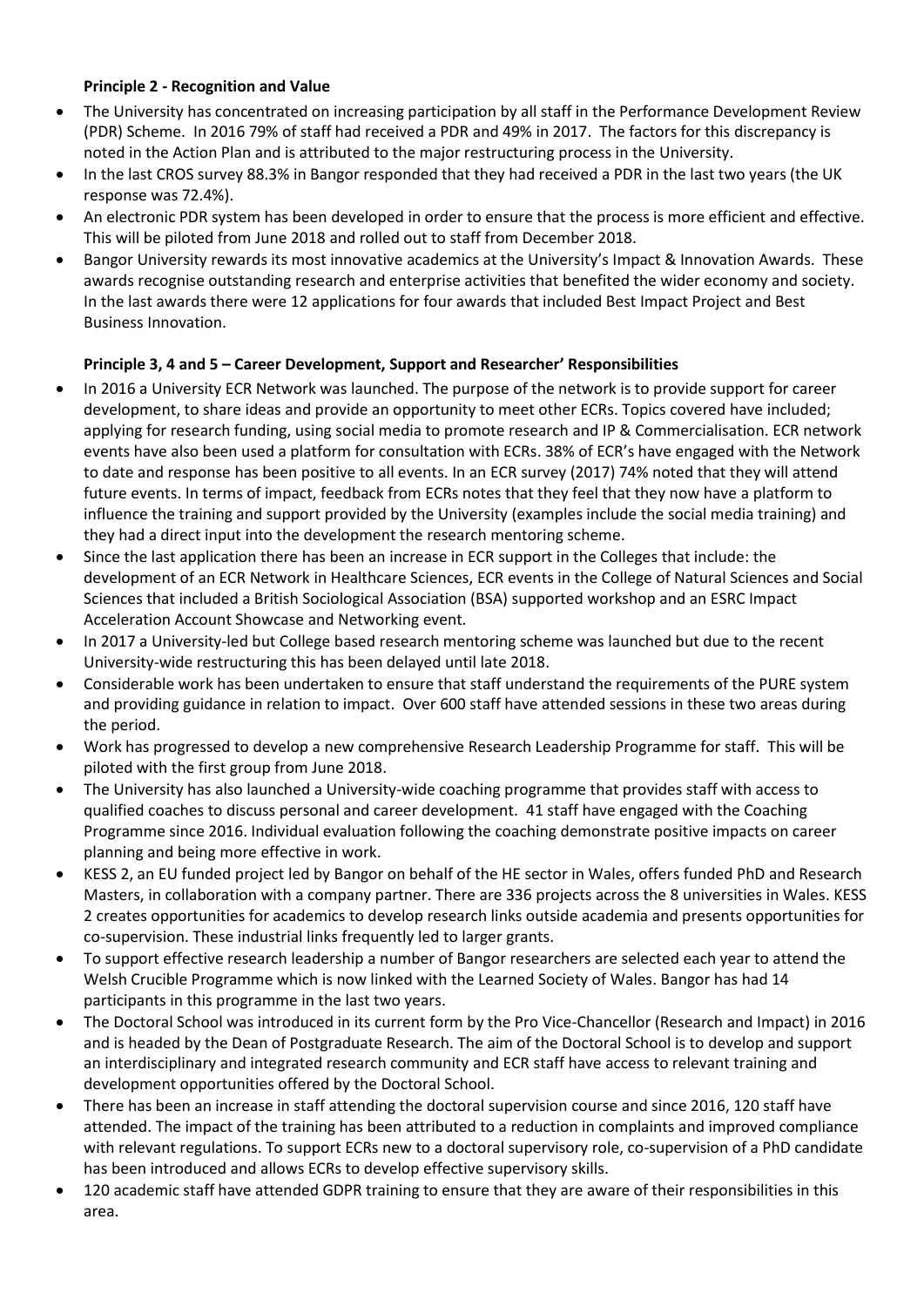**Principle 2 - Recognition and Value**

- The University has concentrated on increasing participation by all staff in the Performance Development Review (PDR) Scheme. In 2016 79% of staff had received a PDR and 49% in 2017. The factors for this discrepancy is noted in the Action Plan and is attributed to the major restructuring process in the University.
- In the last CROS survey 88.3% in Bangor responded that they had received a PDR in the last two years (the UK response was 72.4%).
- An electronic PDR system has been developed in order to ensure that the process is more efficient and effective. This will be piloted from June 2018 and rolled out to staff from December 2018.
- Bangor University rewards its most innovative academics at the University's Impact & Innovation Awards. These awards recognise outstanding research and enterprise activities that benefited the wider economy and society. In the last awards there were 12 applications for four awards that included Best Impact Project and Best Business Innovation.

**Principle 3, 4 and 5 – Career Development, Support and Researcher' Responsibilities**

- In 2016 a University ECR Network was launched. The purpose of the network is to provide support for career development, to share ideas and provide an opportunity to meet other ECRs. Topics covered have included; applying for research funding, using social media to promote research and IP & Commercialisation. ECR network events have also been used a platform for consultation with ECRs. 38% of ECR's have engaged with the Network to date and response has been positive to all events. In an ECR survey (2017) 74% noted that they will attend future events. In terms of impact, feedback from ECRs notes that they feel that they now have a platform to influence the training and support provided by the University (examples include the social media training) and they had a direct input into the development the research mentoring scheme.
- Since the last application there has been an increase in ECR support in the Colleges that include: the development of an ECR Network in Healthcare Sciences, ECR events in the College of Natural Sciences and Social Sciences that included a British Sociological Association (BSA) supported workshop and an ESRC Impact Acceleration Account Showcase and Networking event.
- In 2017 a University-led but College based research mentoring scheme was launched but due to the recent University-wide restructuring this has been delayed until late 2018.
- Considerable work has been undertaken to ensure that staff understand the requirements of the PURE system and providing guidance in relation to impact. Over 600 staff have attended sessions in these two areas during the period.
- Work has progressed to develop a new comprehensive Research Leadership Programme for staff. This will be piloted with the first group from June 2018.
- The University has also launched a University-wide coaching programme that provides staff with access to qualified coaches to discuss personal and career development. 41 staff have engaged with the Coaching Programme since 2016. Individual evaluation following the coaching demonstrate positive impacts on career planning and being more effective in work.
- KESS 2, an EU funded project led by Bangor on behalf of the HE sector in Wales, offers funded PhD and Research Masters, in collaboration with a company partner. There are 336 projects across the 8 universities in Wales. KESS 2 creates opportunities for academics to develop research links outside academia and presents opportunities for co-supervision. These industrial links frequently led to larger grants.
- To support effective research leadership a number of Bangor researchers are selected each year to attend the Welsh Crucible Programme which is now linked with the Learned Society of Wales. Bangor has had 14 participants in this programme in the last two years.
- The Doctoral School was introduced in its current form by the Pro Vice-Chancellor (Research and Impact) in 2016 and is headed by the Dean of Postgraduate Research. The aim of the Doctoral School is to develop and support an interdisciplinary and integrated research community and ECR staff have access to relevant training and development opportunities offered by the Doctoral School.
- There has been an increase in staff attending the doctoral supervision course and since 2016, 120 staff have attended. The impact of the training has been attributed to a reduction in complaints and improved compliance with relevant regulations. To support ECRs new to a doctoral supervisory role, co-supervision of a PhD candidate has been introduced and allows ECRs to develop effective supervisory skills.
- 120 academic staff have attended GDPR training to ensure that they are aware of their responsibilities in this area.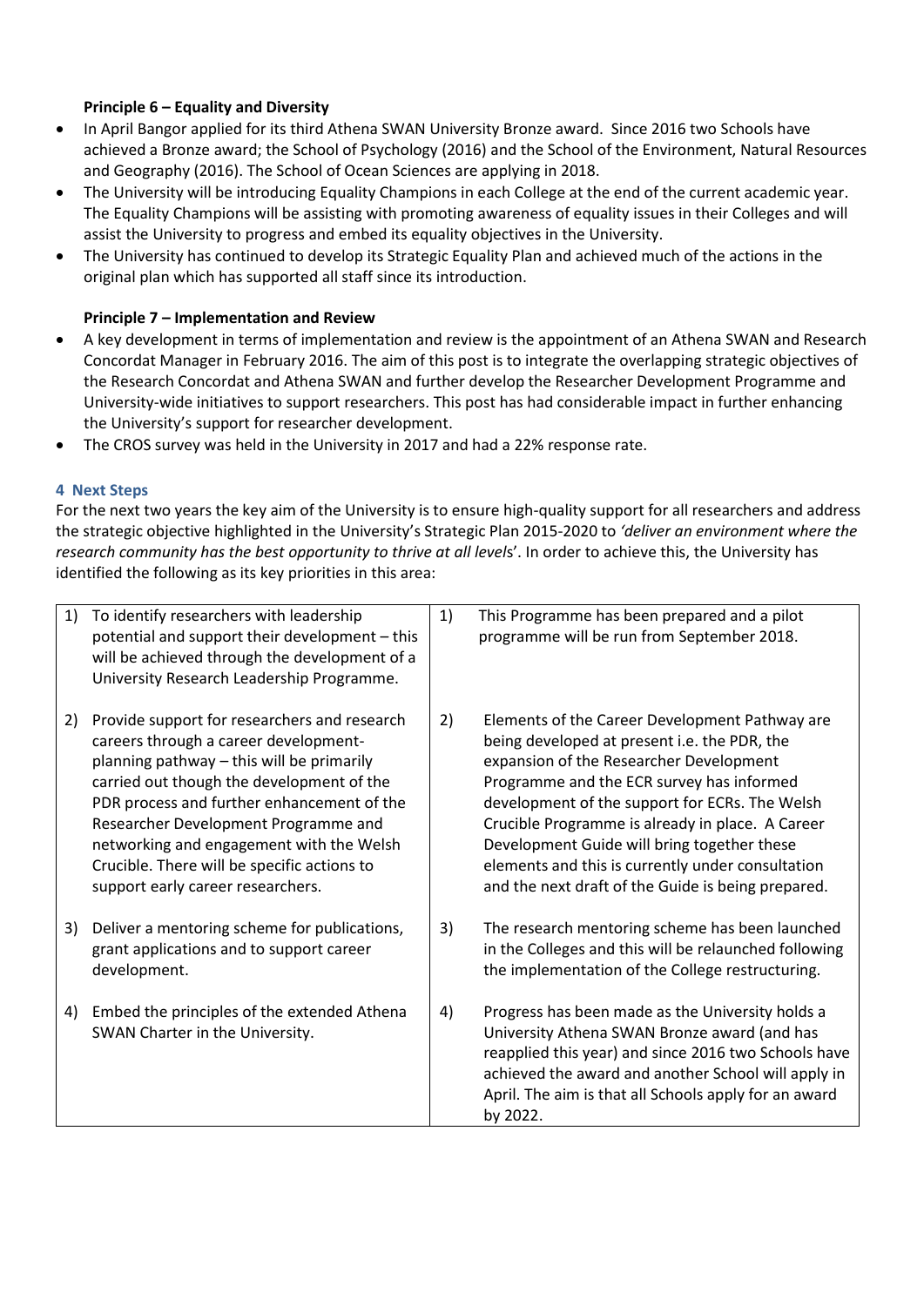**Principle 6 – Equality and Diversity**

- In April Bangor applied for its third Athena SWAN University Bronze award. Since 2016 two Schools have achieved a Bronze award; the School of Psychology (2016) and the School of the Environment, Natural Resources and Geography (2016). The School of Ocean Sciences are applying in 2018.
- The University will be introducing Equality Champions in each College at the end of the current academic year. The Equality Champions will be assisting with promoting awareness of equality issues in their Colleges and will assist the University to progress and embed its equality objectives in the University.
- The University has continued to develop its Strategic Equality Plan and achieved much of the actions in the original plan which has supported all staff since its introduction.

**Principle 7 – Implementation and Review**

- A key development in terms of implementation and review is the appointment of an Athena SWAN and Research Concordat Manager in February 2016. The aim of this post is to integrate the overlapping strategic objectives of the Research Concordat and Athena SWAN and further develop the Researcher Development Programme and University-wide initiatives to support researchers. This post has had considerable impact in further enhancing the University's support for researcher development.
- The CROS survey was held in the University in 2017 and had a 22% response rate.

## 4 Next Steps

For the next two years the key aim of the University is to ensure high-quality support for all researchers and address the strategic objective highlighted in the University's Strategic Plan 2015-2020 to *'deliver an environment where the research community has the best opportunity to thrive at all levels*'. In order to achieve this, the University has identified the following as its key priorities in this area:

| | |
|---|---|
| 1) To identify researchers with leadership potential and support their development – this will be achieved through the development of a University Research Leadership Programme. | 1) This Programme has been prepared and a pilot programme will be run from September 2018. |
| 2) Provide support for researchers and research careers through a career development-planning pathway – this will be primarily carried out though the development of the PDR process and further enhancement of the Researcher Development Programme and networking and engagement with the Welsh Crucible. There will be specific actions to support early career researchers. | 2) Elements of the Career Development Pathway are being developed at present i.e. the PDR, the expansion of the Researcher Development Programme and the ECR survey has informed development of the support for ECRs. The Welsh Crucible Programme is already in place. A Career Development Guide will bring together these elements and this is currently under consultation and the next draft of the Guide is being prepared. |
| 3) Deliver a mentoring scheme for publications, grant applications and to support career development. | 3) The research mentoring scheme has been launched in the Colleges and this will be relaunched following the implementation of the College restructuring. |
| 4) Embed the principles of the extended Athena SWAN Charter in the University. | 4) Progress has been made as the University holds a University Athena SWAN Bronze award (and has reapplied this year) and since 2016 two Schools have achieved the award and another School will apply in April. The aim is that all Schools apply for an award by 2022. |